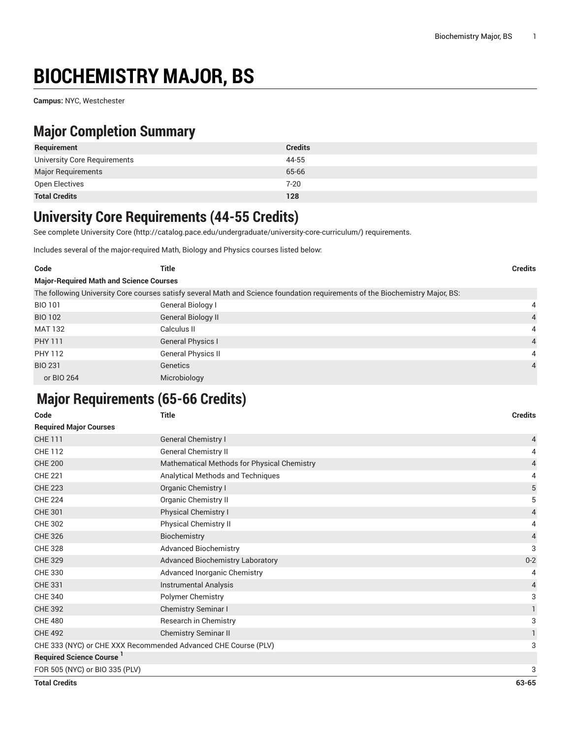# BIOCHEMISTRY MAJOR, BS

**Campus:** NYC, Westchester

## Major Completion Summary

| Requirement | Credits |
| --- | --- |
| University Core Requirements | 44-55 |
| Major Requirements | 65-66 |
| Open Electives | 7-20 |
| **Total Credits** | **128** |

## University Core Requirements (44-55 Credits)

See complete University Core (http://catalog.pace.edu/undergraduate/university-core-curriculum/) requirements.

Includes several of the major-required Math, Biology and Physics courses listed below:

| Code | Title | Credits |
| --- | --- | --- |
| **Major-Required Math and Science Courses** | | |
| The following University Core courses satisfy several Math and Science foundation requirements of the Biochemistry Major, BS: | | |
| BIO 101 | General Biology I | 4 |
| BIO 102 | General Biology II | 4 |
| MAT 132 | Calculus II | 4 |
| PHY 111 | General Physics I | 4 |
| PHY 112 | General Physics II | 4 |
| BIO 231 | Genetics | 4 |
| or BIO 264 | Microbiology | |

## Major Requirements (65-66 Credits)

| Code | Title | Credits |
| --- | --- | --- |
| **Required Major Courses** | | |
| CHE 111 | General Chemistry I | 4 |
| CHE 112 | General Chemistry II | 4 |
| CHE 200 | Mathematical Methods for Physical Chemistry | 4 |
| CHE 221 | Analytical Methods and Techniques | 4 |
| CHE 223 | Organic Chemistry I | 5 |
| CHE 224 | Organic Chemistry II | 5 |
| CHE 301 | Physical Chemistry I | 4 |
| CHE 302 | Physical Chemistry II | 4 |
| CHE 326 | Biochemistry | 4 |
| CHE 328 | Advanced Biochemistry | 3 |
| CHE 329 | Advanced Biochemistry Laboratory | 0-2 |
| CHE 330 | Advanced Inorganic Chemistry | 4 |
| CHE 331 | Instrumental Analysis | 4 |
| CHE 340 | Polymer Chemistry | 3 |
| CHE 392 | Chemistry Seminar I | 1 |
| CHE 480 | Research in Chemistry | 3 |
| CHE 492 | Chemistry Seminar II | 1 |
| CHE 333 (NYC) or CHE XXX Recommended Advanced CHE Course (PLV) | | 3 |
| **Required Science Course [1]** | | |
| FOR 505 (NYC) or BIO 335 (PLV) | | 3 |
| **Total Credits** | | **63-65** |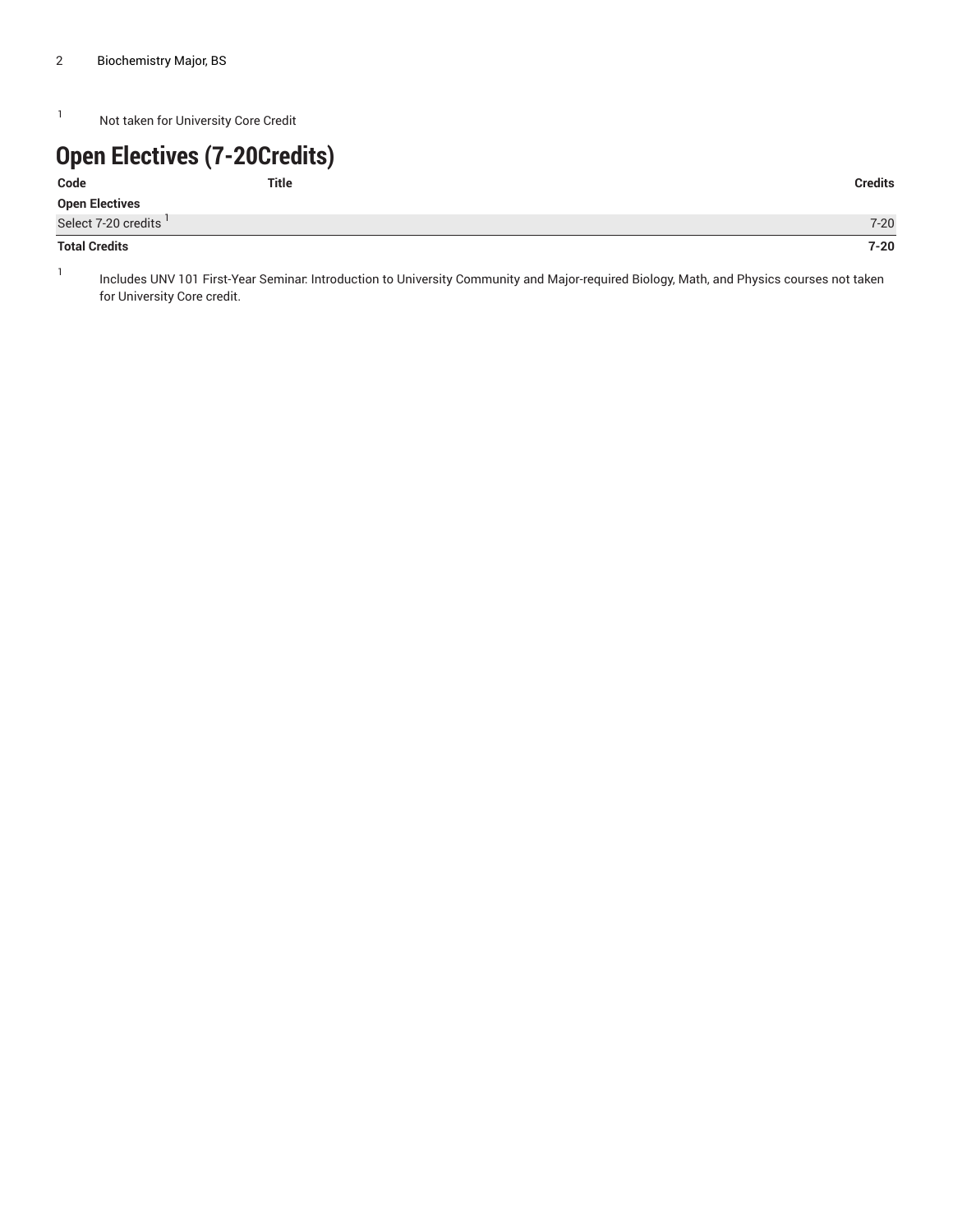1 Not taken for University Core Credit

## Open Electives (7-20Credits)

| Code | Title | Credits |
| --- | --- | --- |
| **Open Electives** | | |
| Select 7-20 credits [1] | | 7-20 |
| **Total Credits** | | **7-20** |

1 Includes UNV 101 First-Year Seminar: Introduction to University Community and Major-required Biology, Math, and Physics courses not taken for University Core credit.